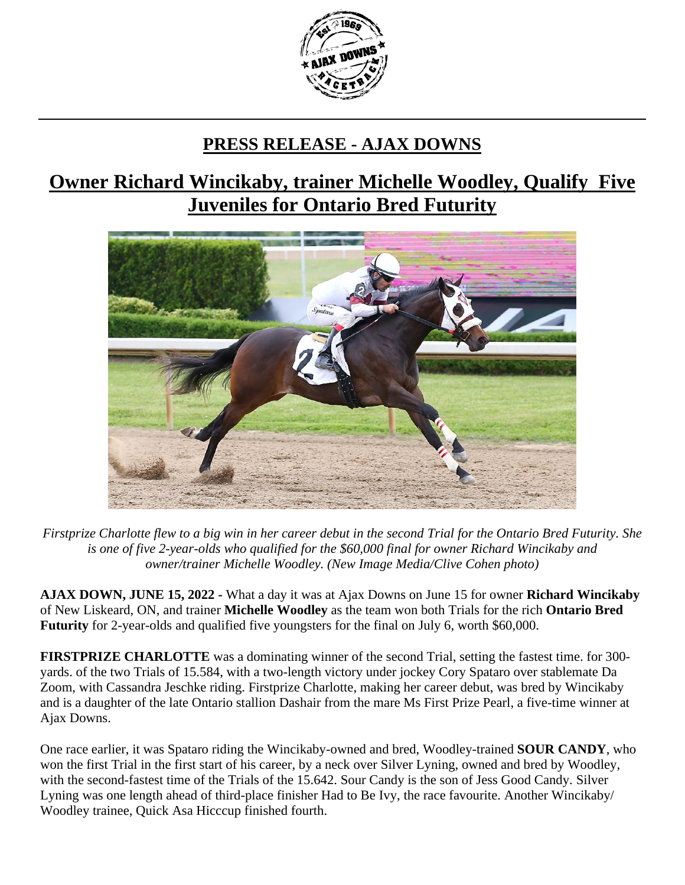# PRESS RELEASE - AJAX DOWNS

## Owner Richard Wincikaby, trainer Michelle Woodley, Qualify Five Juveniles for Ontario Bred Futurity

*Firstprize Charlotte flew to a big win in her career debut in the second Trial for the Ontario Bred Futurity. She is one of five 2-year-olds who qualified for the $60,000 final for owner Richard Wincikaby and owner/trainer Michelle Woodley. (New Image Media/Clive Cohen photo)*

**AJAX DOWN, JUNE 15, 2022 -** What a day it was at Ajax Downs on June 15 for owner **Richard Wincikaby** of New Liskeard, ON, and trainer **Michelle Woodley** as the team won both Trials for the rich **Ontario Bred Futurity** for 2-year-olds and qualified five youngsters for the final on July 6, worth $60,000.

**FIRSTPRIZE CHARLOTTE** was a dominating winner of the second Trial, setting the fastest time. for 300-yards. of the two Trials of 15.584, with a two-length victory under jockey Cory Spataro over stablemate Da Zoom, with Cassandra Jeschke riding. Firstprize Charlotte, making her career debut, was bred by Wincikaby and is a daughter of the late Ontario stallion Dashair from the mare Ms First Prize Pearl, a five-time winner at Ajax Downs.

One race earlier, it was Spataro riding the Wincikaby-owned and bred, Woodley-trained **SOUR CANDY**, who won the first Trial in the first start of his career, by a neck over Silver Lyning, owned and bred by Woodley, with the second-fastest time of the Trials of the 15.642. Sour Candy is the son of Jess Good Candy. Silver Lyning was one length ahead of third-place finisher Had to Be Ivy, the race favourite. Another Wincikaby/ Woodley trainee, Quick Asa Hicccup finished fourth.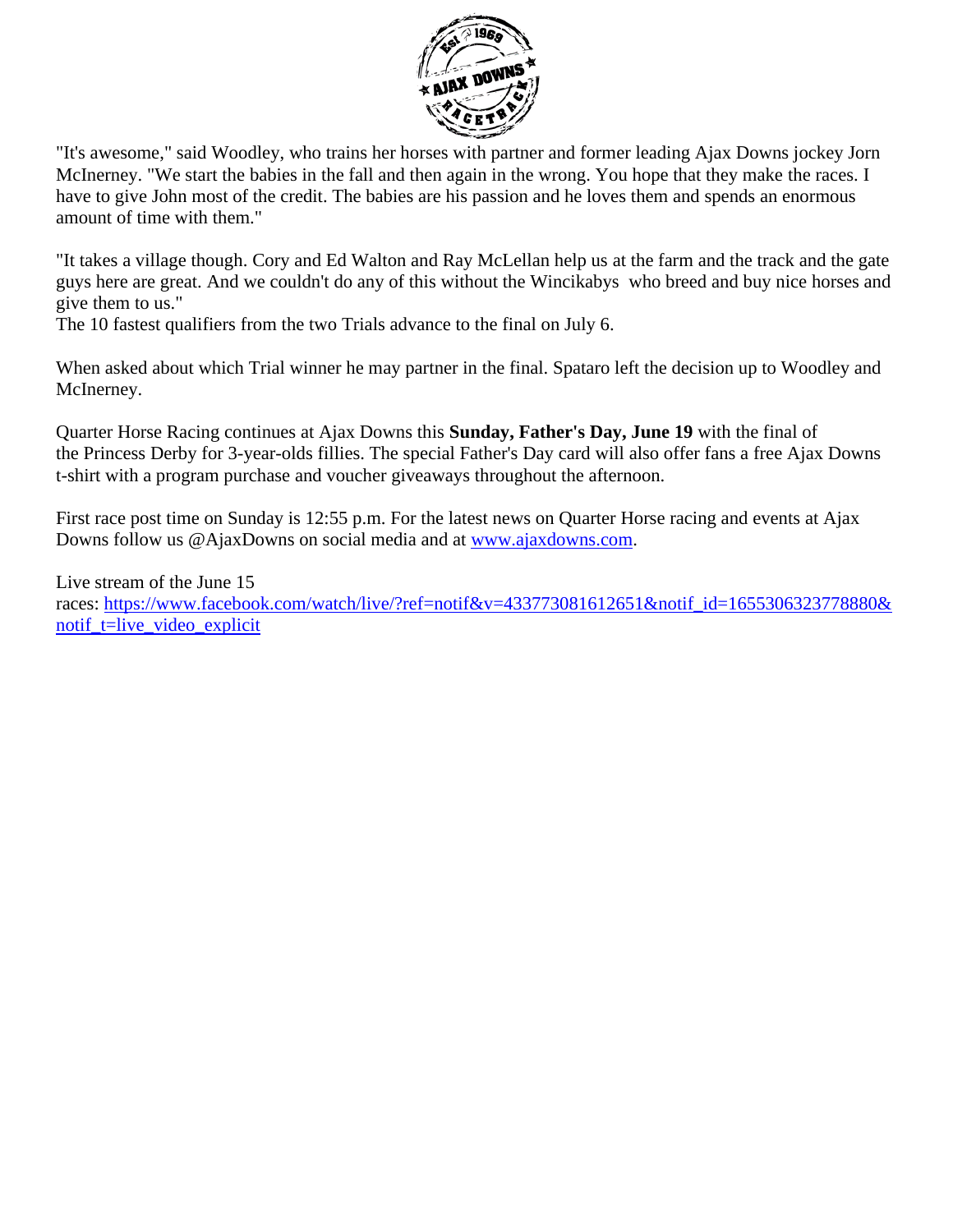"It's awesome," said Woodley, who trains her horses with partner and former leading Ajax Downs jockey Jorn McInerney. "We start the babies in the fall and then again in the wrong. You hope that they make the races. I have to give John most of the credit. The babies are his passion and he loves them and spends an enormous amount of time with them."

"It takes a village though. Cory and Ed Walton and Ray McLellan help us at the farm and the track and the gate guys here are great. And we couldn't do any of this without the Wincikabys who breed and buy nice horses and give them to us."
The 10 fastest qualifiers from the two Trials advance to the final on July 6.

When asked about which Trial winner he may partner in the final. Spataro left the decision up to Woodley and McInerney.

Quarter Horse Racing continues at Ajax Downs this **Sunday, Father's Day, June 19** with the final of the Princess Derby for 3-year-olds fillies. The special Father's Day card will also offer fans a free Ajax Downs t-shirt with a program purchase and voucher giveaways throughout the afternoon.

First race post time on Sunday is 12:55 p.m. For the latest news on Quarter Horse racing and events at Ajax Downs follow us @AjaxDowns on social media and at [www.ajaxdowns.com](www.ajaxdowns.com).

Live stream of the June 15 races: [https://www.facebook.com/watch/live/?ref=notif&v=433773081612651&notif_id=1655306323778880&notif_t=live_video_explicit](https://www.facebook.com/watch/live/?ref=notif&v=433773081612651&notif_id=1655306323778880&notif_t=live_video_explicit)